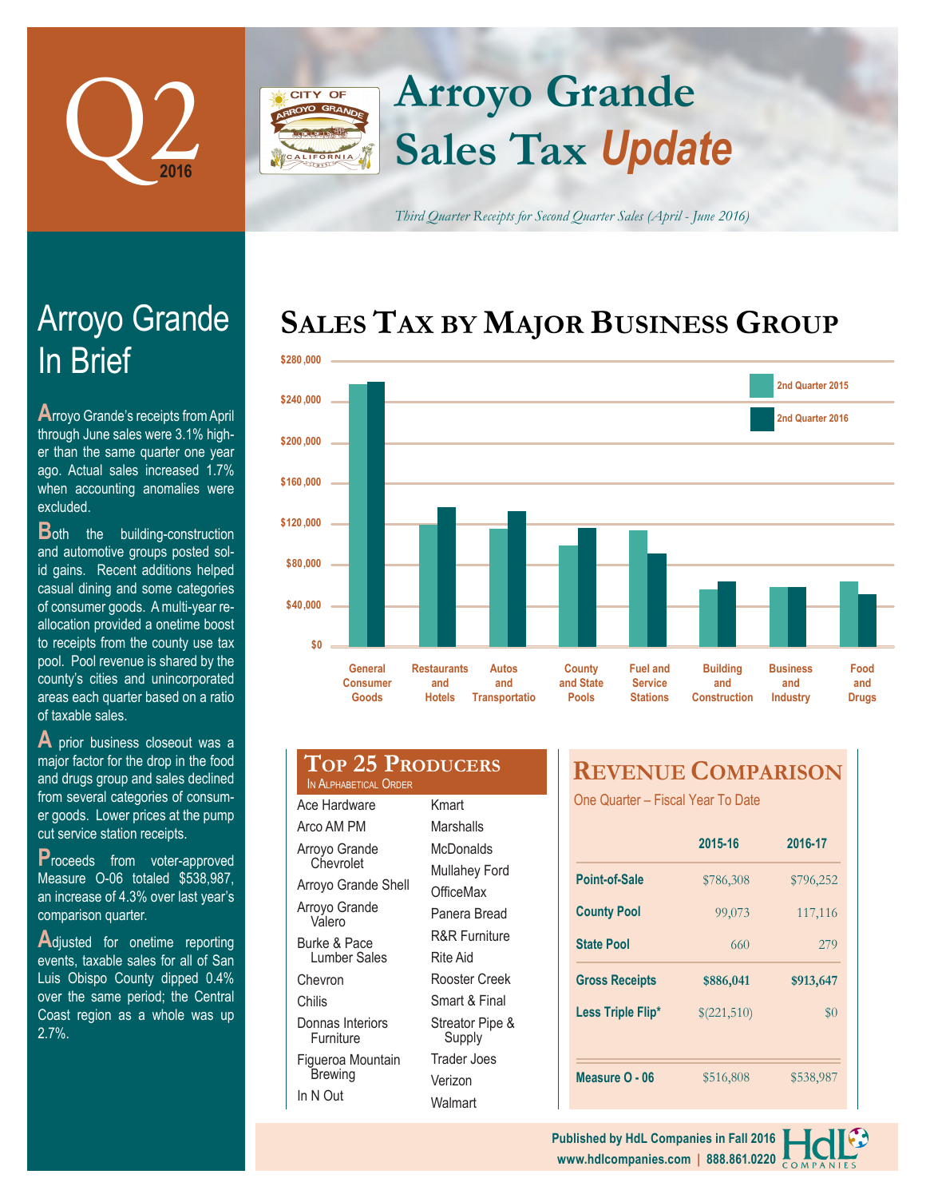# Q2 2016

# Arroyo Grande Sales Tax *Update*

*Third Quarter Receipts for Second Quarter Sales (April - June 2016)*

## Arroyo Grande In Brief

Arroyo Grande's receipts from April through June sales were 3.1% higher than the same quarter one year ago. Actual sales increased 1.7% when accounting anomalies were excluded.

Both the building-construction and automotive groups posted solid gains. Recent additions helped casual dining and some categories of consumer goods. A multi-year reallocation provided a onetime boost to receipts from the county use tax pool. Pool revenue is shared by the county's cities and unincorporated areas each quarter based on a ratio of taxable sales.

A prior business closeout was a major factor for the drop in the food and drugs group and sales declined from several categories of consumer goods. Lower prices at the pump cut service station receipts.

Proceeds from voter-approved Measure O-06 totaled $538,987, an increase of 4.3% over last year's comparison quarter.

Adjusted for onetime reporting events, taxable sales for all of San Luis Obispo County dipped 0.4% over the same period; the Central Coast region as a whole was up 2.7%.

## Sales Tax by Major Business Group

(Bar chart comparing 2nd Quarter 2015 and 2nd Quarter 2016; y-axis $0 to $280,000. Categories: General Consumer Goods; Restaurants and Hotels; Autos and Transportation; County and State Pools; Fuel and Service Stations; Building and Construction; Business and Industry; Food and Drugs.)

## Top 25 Producers

In Alphabetical Order

- Ace Hardware
- Arco AM PM
- Arroyo Grande Chevrolet
- Arroyo Grande Shell
- Arroyo Grande Valero
- Burke & Pace Lumber Sales
- Chevron
- Chilis
- Donnas Interiors Furniture
- Figueroa Mountain Brewing
- In N Out
- Kmart
- Marshalls
- McDonalds
- Mullahey Ford
- OfficeMax
- Panera Bread
- R&R Furniture
- Rite Aid
- Rooster Creek
- Smart & Final
- Streator Pipe & Supply
- Trader Joes
- Verizon
- Walmart

## Revenue Comparison

One Quarter – Fiscal Year To Date

| | 2015-16 | 2016-17 |
|---|---|---|
| Point-of-Sale | $786,308 | $796,252 |
| County Pool | 99,073 | 117,116 |
| State Pool | 660 | 279 |
| Gross Receipts | $886,041 | $913,647 |
| Less Triple Flip* | $(221,510) | $0 |
| Measure O - 06 | $516,808 | $538,987 |

Published by HdL Companies in Fall 2016
www.hdlcompanies.com | 888.861.0220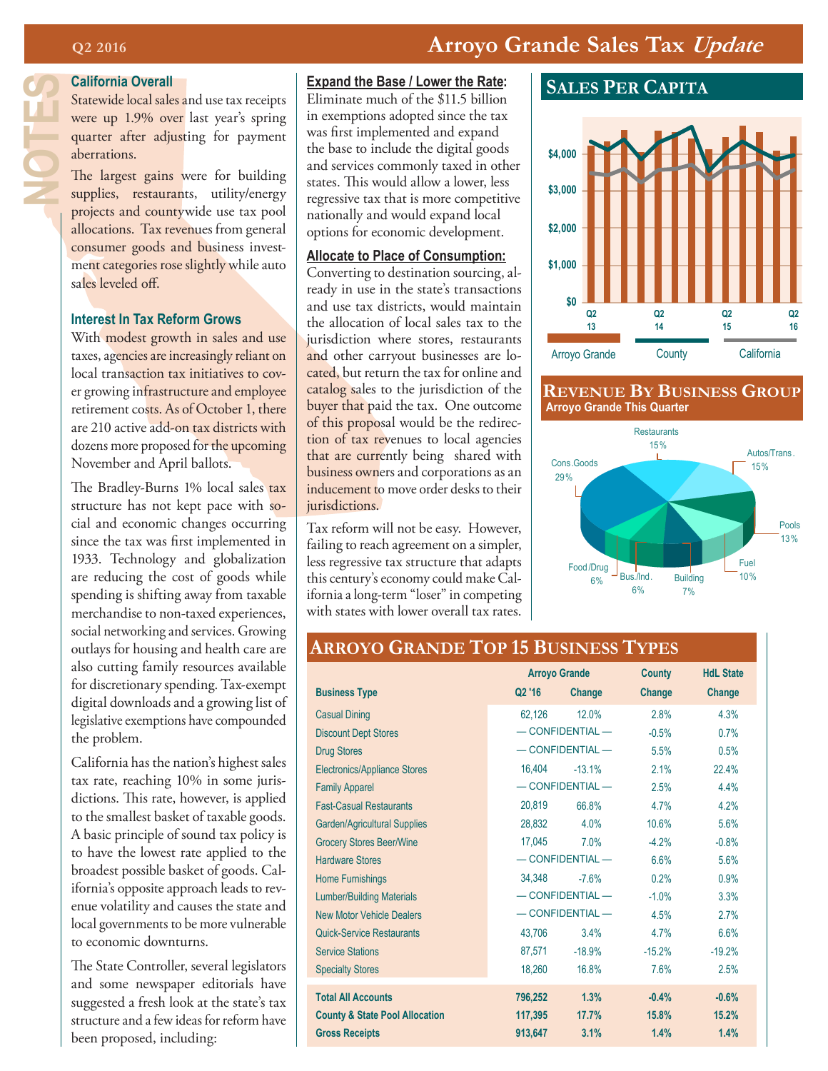# Arroyo Grande Sales Tax *Update*

Q2 2016

NOTES

### California Overall

Statewide local sales and use tax receipts were up 1.9% over last year's spring quarter after adjusting for payment aberrations.

The largest gains were for building supplies, restaurants, utility/energy projects and countywide use tax pool allocations. Tax revenues from general consumer goods and business investment categories rose slightly while auto sales leveled off.

### Interest In Tax Reform Grows

With modest growth in sales and use taxes, agencies are increasingly reliant on local transaction tax initiatives to cover growing infrastructure and employee retirement costs. As of October 1, there are 210 active add-on tax districts with dozens more proposed for the upcoming November and April ballots.

The Bradley-Burns 1% local sales tax structure has not kept pace with social and economic changes occurring since the tax was first implemented in 1933. Technology and globalization are reducing the cost of goods while spending is shifting away from taxable merchandise to non-taxed experiences, social networking and services. Growing outlays for housing and health care are also cutting family resources available for discretionary spending. Tax-exempt digital downloads and a growing list of legislative exemptions have compounded the problem.

California has the nation's highest sales tax rate, reaching 10% in some jurisdictions. This rate, however, is applied to the smallest basket of taxable goods. A basic principle of sound tax policy is to have the lowest rate applied to the broadest possible basket of goods. California's opposite approach leads to revenue volatility and causes the state and local governments to be more vulnerable to economic downturns.

The State Controller, several legislators and some newspaper editorials have suggested a fresh look at the state's tax structure and a few ideas for reform have been proposed, including:

**Expand the Base / Lower the Rate:** Eliminate much of the $11.5 billion in exemptions adopted since the tax was first implemented and expand the base to include the digital goods and services commonly taxed in other states. This would allow a lower, less regressive tax that is more competitive nationally and would expand local options for economic development.

**Allocate to Place of Consumption:** Converting to destination sourcing, already in use in the state's transactions and use tax districts, would maintain the allocation of local sales tax to the jurisdiction where stores, restaurants and other carryout businesses are located, but return the tax for online and catalog sales to the jurisdiction of the buyer that paid the tax. One outcome of this proposal would be the redirection of tax revenues to local agencies that are currently being shared with business owners and corporations as an inducement to move order desks to their jurisdictions.

Tax reform will not be easy. However, failing to reach agreement on a simpler, less regressive tax structure that adapts this century's economy could make California a long-term "loser" in competing with states with lower overall tax rates.

## Sales Per Capita

$4,000
$3,000
$2,000
$1,000
$0
Q2 13
Q2 14
Q2 15
Q2 16
Arroyo Grande
County
California

## Revenue By Business Group

Arroyo Grande This Quarter

Restaurants 15%
Autos/Trans. 15%
Pools 13%
Fuel 10%
Building 7%
Bus./Ind. 6%
Food/Drug 6%
Cons.Goods 29%

## Arroyo Grande Top 15 Business Types

| Business Type | Arroyo Grande Q2 '16 | Arroyo Grande Change | County Change | HdL State Change |
|---|---|---|---|---|
| Casual Dining | 62,126 | 12.0% | 2.8% | 4.3% |
| Discount Dept Stores | — CONFIDENTIAL — | | -0.5% | 0.7% |
| Drug Stores | — CONFIDENTIAL — | | 5.5% | 0.5% |
| Electronics/Appliance Stores | 16,404 | -13.1% | 2.1% | 22.4% |
| Family Apparel | — CONFIDENTIAL — | | 2.5% | 4.4% |
| Fast-Casual Restaurants | 20,819 | 66.8% | 4.7% | 4.2% |
| Garden/Agricultural Supplies | 28,832 | 4.0% | 10.6% | 5.6% |
| Grocery Stores Beer/Wine | 17,045 | 7.0% | -4.2% | -0.8% |
| Hardware Stores | — CONFIDENTIAL — | | 6.6% | 5.6% |
| Home Furnishings | 34,348 | -7.6% | 0.2% | 0.9% |
| Lumber/Building Materials | — CONFIDENTIAL — | | -1.0% | 3.3% |
| New Motor Vehicle Dealers | — CONFIDENTIAL — | | 4.5% | 2.7% |
| Quick-Service Restaurants | 43,706 | 3.4% | 4.7% | 6.6% |
| Service Stations | 87,571 | -18.9% | -15.2% | -19.2% |
| Specialty Stores | 18,260 | 16.8% | 7.6% | 2.5% |
| **Total All Accounts** | **796,252** | **1.3%** | **-0.4%** | **-0.6%** |
| **County & State Pool Allocation** | **117,395** | **17.7%** | **15.8%** | **15.2%** |
| **Gross Receipts** | **913,647** | **3.1%** | **1.4%** | **1.4%** |